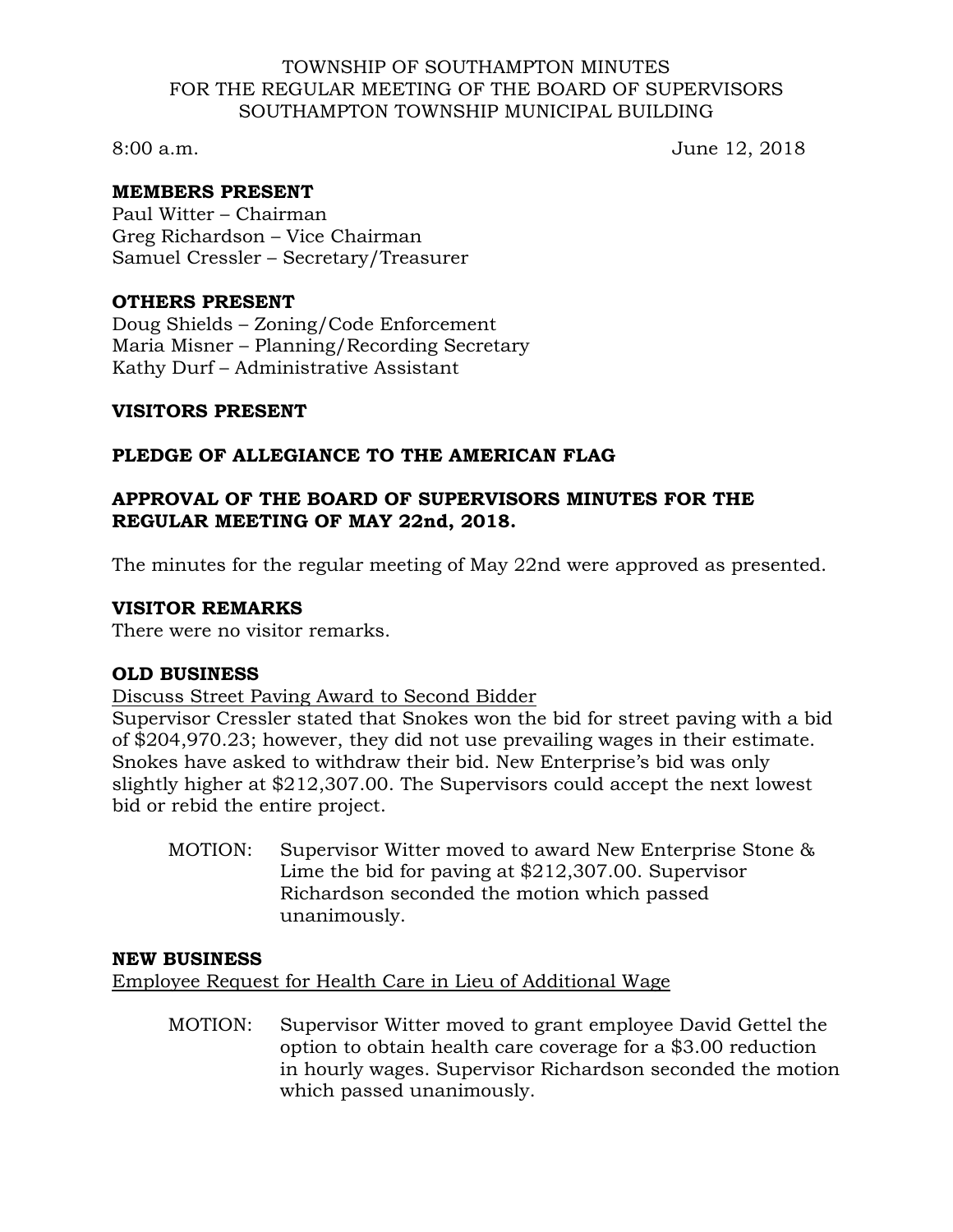TOWNSHIP OF SOUTHAMPTON MINUTES
FOR THE REGULAR MEETING OF THE BOARD OF SUPERVISORS
SOUTHAMPTON TOWNSHIP MUNICIPAL BUILDING

8:00 a.m. June 12, 2018

**MEMBERS PRESENT**
Paul Witter – Chairman
Greg Richardson – Vice Chairman
Samuel Cressler – Secretary/Treasurer

**OTHERS PRESENT**
Doug Shields – Zoning/Code Enforcement
Maria Misner – Planning/Recording Secretary
Kathy Durf – Administrative Assistant

**VISITORS PRESENT**

**PLEDGE OF ALLEGIANCE TO THE AMERICAN FLAG**

**APPROVAL OF THE BOARD OF SUPERVISORS MINUTES FOR THE REGULAR MEETING OF MAY 22nd, 2018.**

The minutes for the regular meeting of May 22nd were approved as presented.

**VISITOR REMARKS**
There were no visitor remarks.

**OLD BUSINESS**
Discuss Street Paving Award to Second Bidder
Supervisor Cressler stated that Snokes won the bid for street paving with a bid of $204,970.23; however, they did not use prevailing wages in their estimate. Snokes have asked to withdraw their bid. New Enterprise's bid was only slightly higher at $212,307.00. The Supervisors could accept the next lowest bid or rebid the entire project.

MOTION: Supervisor Witter moved to award New Enterprise Stone & Lime the bid for paving at $212,307.00. Supervisor Richardson seconded the motion which passed unanimously.

**NEW BUSINESS**
Employee Request for Health Care in Lieu of Additional Wage

MOTION: Supervisor Witter moved to grant employee David Gettel the option to obtain health care coverage for a $3.00 reduction in hourly wages. Supervisor Richardson seconded the motion which passed unanimously.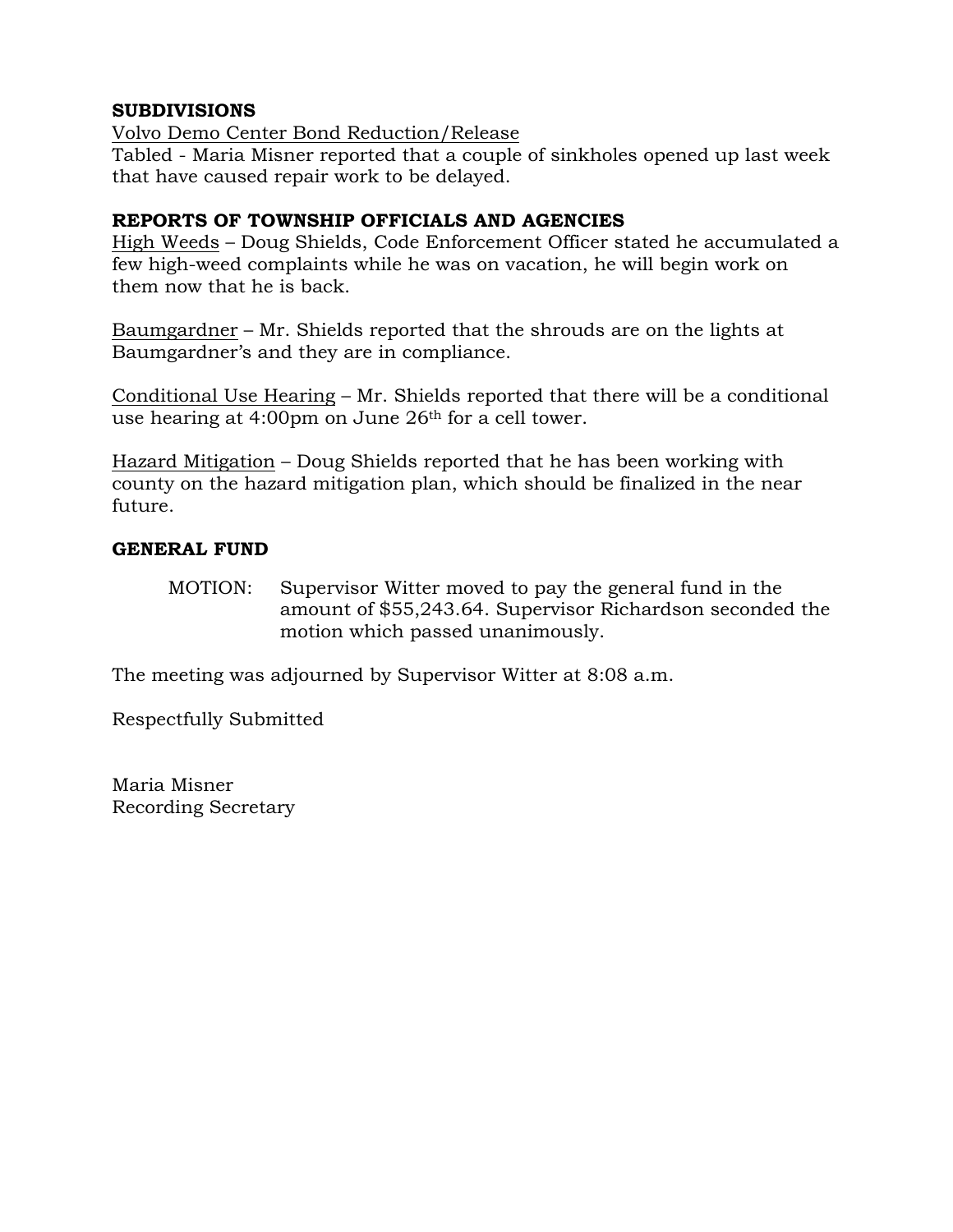**SUBDIVISIONS**

Volvo Demo Center Bond Reduction/Release

Tabled - Maria Misner reported that a couple of sinkholes opened up last week that have caused repair work to be delayed.

**REPORTS OF TOWNSHIP OFFICIALS AND AGENCIES**

High Weeds – Doug Shields, Code Enforcement Officer stated he accumulated a few high-weed complaints while he was on vacation, he will begin work on them now that he is back.

Baumgardner – Mr. Shields reported that the shrouds are on the lights at Baumgardner's and they are in compliance.

Conditional Use Hearing – Mr. Shields reported that there will be a conditional use hearing at 4:00pm on June 26th for a cell tower.

Hazard Mitigation – Doug Shields reported that he has been working with county on the hazard mitigation plan, which should be finalized in the near future.

**GENERAL FUND**

MOTION: Supervisor Witter moved to pay the general fund in the amount of $55,243.64. Supervisor Richardson seconded the motion which passed unanimously.

The meeting was adjourned by Supervisor Witter at 8:08 a.m.

Respectfully Submitted

Maria Misner
Recording Secretary